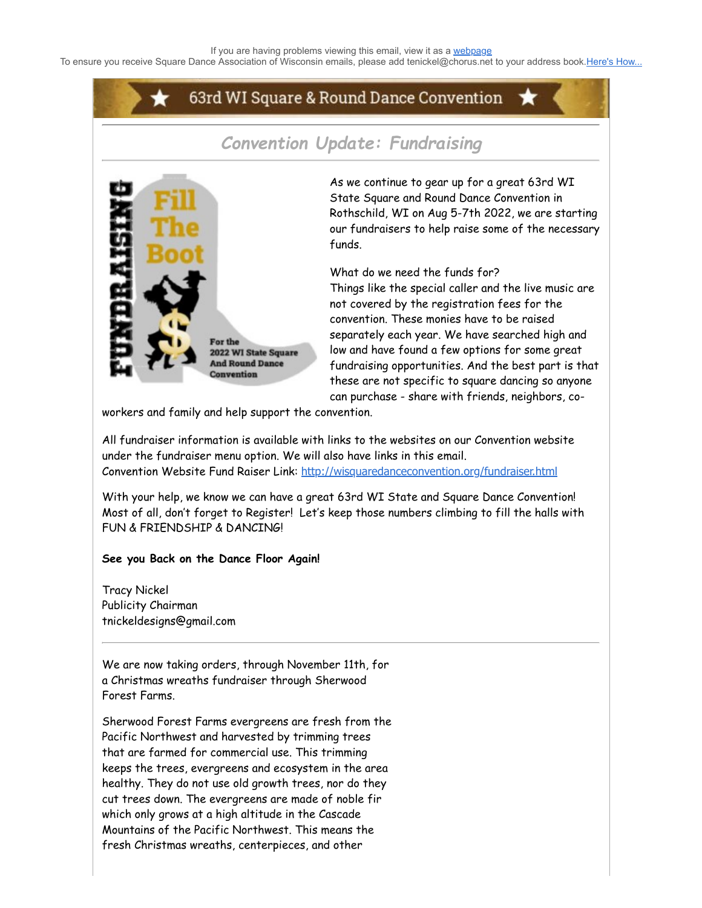If you are having problems viewing this email, view it as a webpage

To ensure you receive Square Dance Association of Wisconsin emails, please add tenickel@chorus.net to your address book. Here's How...

# 63rd WI Square & Round Dance Convention

## *Convention Update: Fundraising*

As we continue to gear up for a great 63rd WI State Square and Round Dance Convention in Rothschild, WI on Aug 5-7th 2022, we are starting our fundraisers to help raise some of the necessary funds.

What do we need the funds for?
Things like the special caller and the live music are not covered by the registration fees for the convention. These monies have to be raised separately each year. We have searched high and low and have found a few options for some great fundraising opportunities. And the best part is that these are not specific to square dancing so anyone can purchase - share with friends, neighbors, co-workers and family and help support the convention.

All fundraiser information is available with links to the websites on our Convention website under the fundraiser menu option. We will also have links in this email.
Convention Website Fund Raiser Link: http://wisquaredanceconvention.org/fundraiser.html

With your help, we know we can have a great 63rd WI State and Square Dance Convention! Most of all, don't forget to Register! Let's keep those numbers climbing to fill the halls with FUN & FRIENDSHIP & DANCING!

**See you Back on the Dance Floor Again!**

Tracy Nickel
Publicity Chairman
tnickeldesigns@gmail.com

---

We are now taking orders, through November 11th, for a Christmas wreaths fundraiser through Sherwood Forest Farms.

Sherwood Forest Farms evergreens are fresh from the Pacific Northwest and harvested by trimming trees that are farmed for commercial use. This trimming keeps the trees, evergreens and ecosystem in the area healthy. They do not use old growth trees, nor do they cut trees down. The evergreens are made of noble fir which only grows at a high altitude in the Cascade Mountains of the Pacific Northwest. This means the fresh Christmas wreaths, centerpieces, and other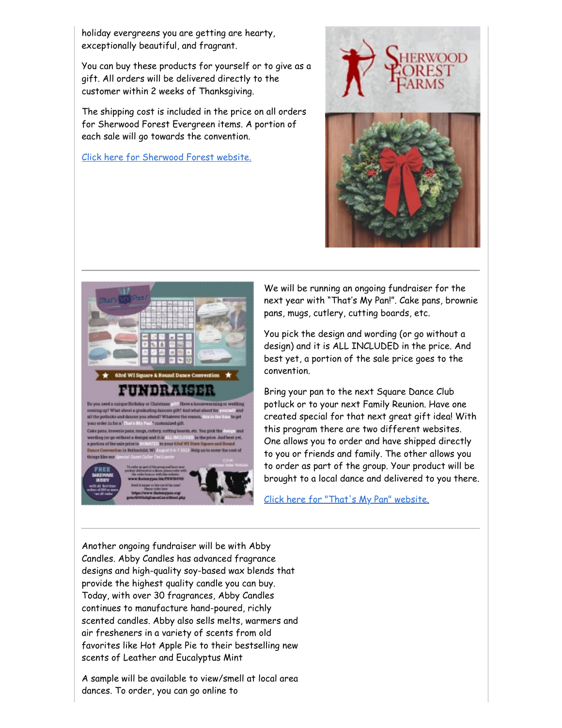holiday evergreens you are getting are hearty, exceptionally beautiful, and fragrant.

You can buy these products for yourself or to give as a gift. All orders will be delivered directly to the customer within 2 weeks of Thanksgiving.

The shipping cost is included in the price on all orders for Sherwood Forest Evergreen items. A portion of each sale will go towards the convention.

Click here for Sherwood Forest website.

---

We will be running an ongoing fundraiser for the next year with "That's My Pan!". Cake pans, brownie pans, mugs, cutlery, cutting boards, etc.

You pick the design and wording (or go without a design) and it is ALL INCLUDED in the price. And best yet, a portion of the sale price goes to the convention.

Bring your pan to the next Square Dance Club potluck or to your next Family Reunion. Have one created special for that next great gift idea! With this program there are two different websites. One allows you to order and have shipped directly to you or friends and family. The other allows you to order as part of the group. Your product will be brought to a local dance and delivered to you there.

Click here for "That's My Pan" website.

---

Another ongoing fundraiser will be with Abby Candles. Abby Candles has advanced fragrance designs and high-quality soy-based wax blends that provide the highest quality candle you can buy. Today, with over 30 fragrances, Abby Candles continues to manufacture hand-poured, richly scented candles. Abby also sells melts, warmers and air fresheners in a variety of scents from old favorites like Hot Apple Pie to their bestselling new scents of Leather and Eucalyptus Mint

A sample will be available to view/smell at local area dances. To order, you can go online to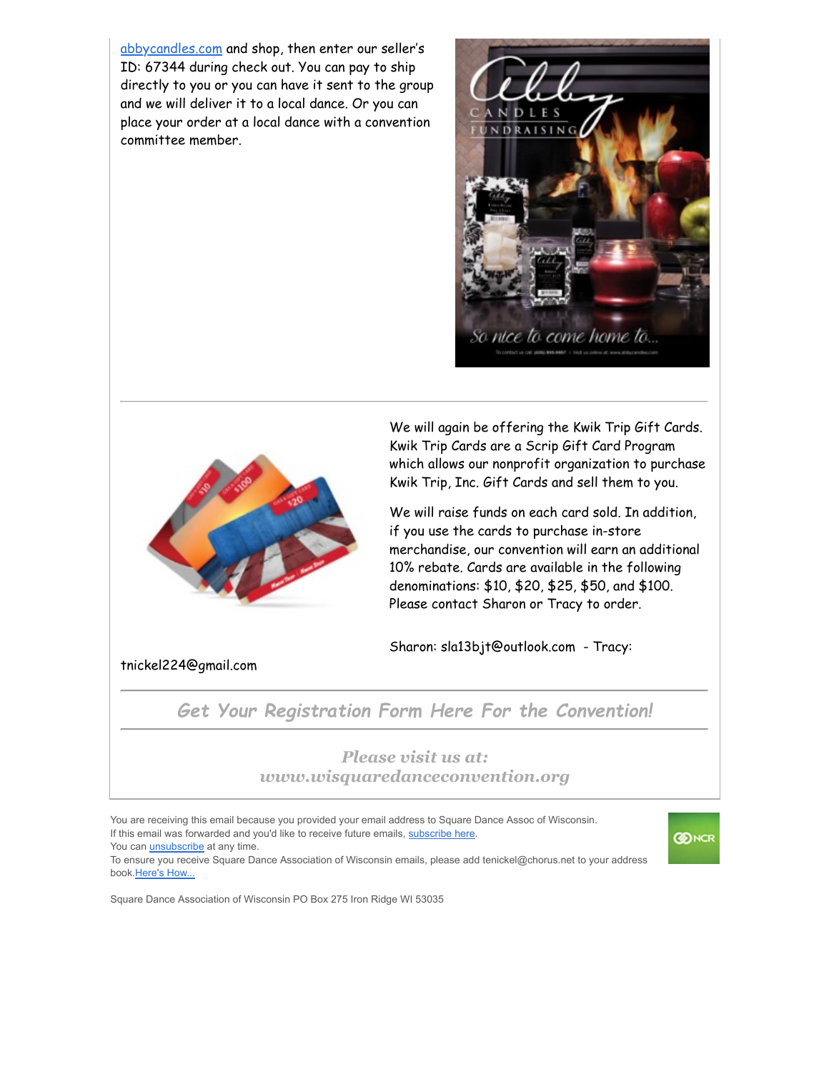abbycandles.com and shop, then enter our seller's ID: 67344 during check out. You can pay to ship directly to you or you can have it sent to the group and we will deliver it to a local dance. Or you can place your order at a local dance with a convention committee member.

---

We will again be offering the Kwik Trip Gift Cards. Kwik Trip Cards are a Scrip Gift Card Program which allows our nonprofit organization to purchase Kwik Trip, Inc. Gift Cards and sell them to you.

We will raise funds on each card sold. In addition, if you use the cards to purchase in-store merchandise, our convention will earn an additional 10% rebate. Cards are available in the following denominations: $10, $20, $25, $50, and $100. Please contact Sharon or Tracy to order.

Sharon: sla13bjt@outlook.com - Tracy: tnickel224@gmail.com

---

*Get Your Registration Form Here For the Convention!*

---

***Please visit us at: www.wisquaredanceconvention.org***

You are receiving this email because you provided your email address to Square Dance Assoc of Wisconsin.
If this email was forwarded and you'd like to receive future emails, subscribe here.
You can unsubscribe at any time.
To ensure you receive Square Dance Association of Wisconsin emails, please add tenickel@chorus.net to your address book.Here's How...

Square Dance Association of Wisconsin PO Box 275 Iron Ridge WI 53035